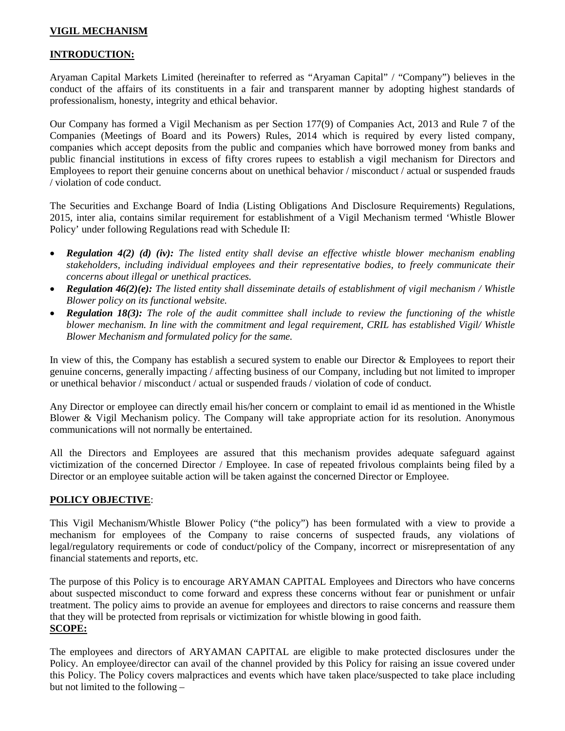**VIGIL MECHANISM**

**INTRODUCTION:**

Aryaman Capital Markets Limited (hereinafter to referred as "Aryaman Capital" / "Company") believes in the conduct of the affairs of its constituents in a fair and transparent manner by adopting highest standards of professionalism, honesty, integrity and ethical behavior.

Our Company has formed a Vigil Mechanism as per Section 177(9) of Companies Act, 2013 and Rule 7 of the Companies (Meetings of Board and its Powers) Rules, 2014 which is required by every listed company, companies which accept deposits from the public and companies which have borrowed money from banks and public financial institutions in excess of fifty crores rupees to establish a vigil mechanism for Directors and Employees to report their genuine concerns about on unethical behavior / misconduct / actual or suspended frauds / violation of code conduct.

The Securities and Exchange Board of India (Listing Obligations And Disclosure Requirements) Regulations, 2015, inter alia, contains similar requirement for establishment of a Vigil Mechanism termed 'Whistle Blower Policy' under following Regulations read with Schedule II:

- ***Regulation 4(2) (d) (iv):*** *The listed entity shall devise an effective whistle blower mechanism enabling stakeholders, including individual employees and their representative bodies, to freely communicate their concerns about illegal or unethical practices.*
- ***Regulation 46(2)(e):*** *The listed entity shall disseminate details of establishment of vigil mechanism / Whistle Blower policy on its functional website.*
- ***Regulation 18(3):*** *The role of the audit committee shall include to review the functioning of the whistle blower mechanism. In line with the commitment and legal requirement, CRIL has established Vigil/ Whistle Blower Mechanism and formulated policy for the same.*

In view of this, the Company has establish a secured system to enable our Director & Employees to report their genuine concerns, generally impacting / affecting business of our Company, including but not limited to improper or unethical behavior / misconduct / actual or suspended frauds / violation of code of conduct.

Any Director or employee can directly email his/her concern or complaint to email id as mentioned in the Whistle Blower & Vigil Mechanism policy. The Company will take appropriate action for its resolution. Anonymous communications will not normally be entertained.

All the Directors and Employees are assured that this mechanism provides adequate safeguard against victimization of the concerned Director / Employee. In case of repeated frivolous complaints being filed by a Director or an employee suitable action will be taken against the concerned Director or Employee.

**POLICY OBJECTIVE**:

This Vigil Mechanism/Whistle Blower Policy ("the policy") has been formulated with a view to provide a mechanism for employees of the Company to raise concerns of suspected frauds, any violations of legal/regulatory requirements or code of conduct/policy of the Company, incorrect or misrepresentation of any financial statements and reports, etc.

The purpose of this Policy is to encourage ARYAMAN CAPITAL Employees and Directors who have concerns about suspected misconduct to come forward and express these concerns without fear or punishment or unfair treatment. The policy aims to provide an avenue for employees and directors to raise concerns and reassure them that they will be protected from reprisals or victimization for whistle blowing in good faith.

**SCOPE:**

The employees and directors of ARYAMAN CAPITAL are eligible to make protected disclosures under the Policy. An employee/director can avail of the channel provided by this Policy for raising an issue covered under this Policy. The Policy covers malpractices and events which have taken place/suspected to take place including but not limited to the following –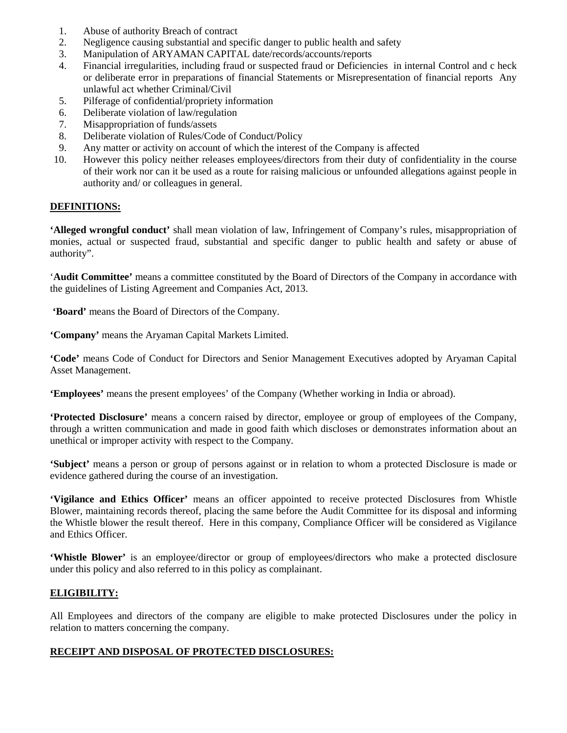1. Abuse of authority Breach of contract
2. Negligence causing substantial and specific danger to public health and safety
3. Manipulation of ARYAMAN CAPITAL date/records/accounts/reports
4. Financial irregularities, including fraud or suspected fraud or Deficiencies in internal Control and c heck or deliberate error in preparations of financial Statements or Misrepresentation of financial reports Any unlawful act whether Criminal/Civil
5. Pilferage of confidential/propriety information
6. Deliberate violation of law/regulation
7. Misappropriation of funds/assets
8. Deliberate violation of Rules/Code of Conduct/Policy
9. Any matter or activity on account of which the interest of the Company is affected
10. However this policy neither releases employees/directors from their duty of confidentiality in the course of their work nor can it be used as a route for raising malicious or unfounded allegations against people in authority and/ or colleagues in general.

## DEFINITIONS:

**'Alleged wrongful conduct'** shall mean violation of law, Infringement of Company's rules, misappropriation of monies, actual or suspected fraud, substantial and specific danger to public health and safety or abuse of authority".

'**Audit Committee'** means a committee constituted by the Board of Directors of the Company in accordance with the guidelines of Listing Agreement and Companies Act, 2013.

**'Board'** means the Board of Directors of the Company.

**'Company'** means the Aryaman Capital Markets Limited.

**'Code'** means Code of Conduct for Directors and Senior Management Executives adopted by Aryaman Capital Asset Management.

**'Employees'** means the present employees' of the Company (Whether working in India or abroad).

**'Protected Disclosure'** means a concern raised by director, employee or group of employees of the Company, through a written communication and made in good faith which discloses or demonstrates information about an unethical or improper activity with respect to the Company.

**'Subject'** means a person or group of persons against or in relation to whom a protected Disclosure is made or evidence gathered during the course of an investigation.

**'Vigilance and Ethics Officer'** means an officer appointed to receive protected Disclosures from Whistle Blower, maintaining records thereof, placing the same before the Audit Committee for its disposal and informing the Whistle blower the result thereof. Here in this company, Compliance Officer will be considered as Vigilance and Ethics Officer.

**'Whistle Blower'** is an employee/director or group of employees/directors who make a protected disclosure under this policy and also referred to in this policy as complainant.

## ELIGIBILITY:

All Employees and directors of the company are eligible to make protected Disclosures under the policy in relation to matters concerning the company.

## RECEIPT AND DISPOSAL OF PROTECTED DISCLOSURES: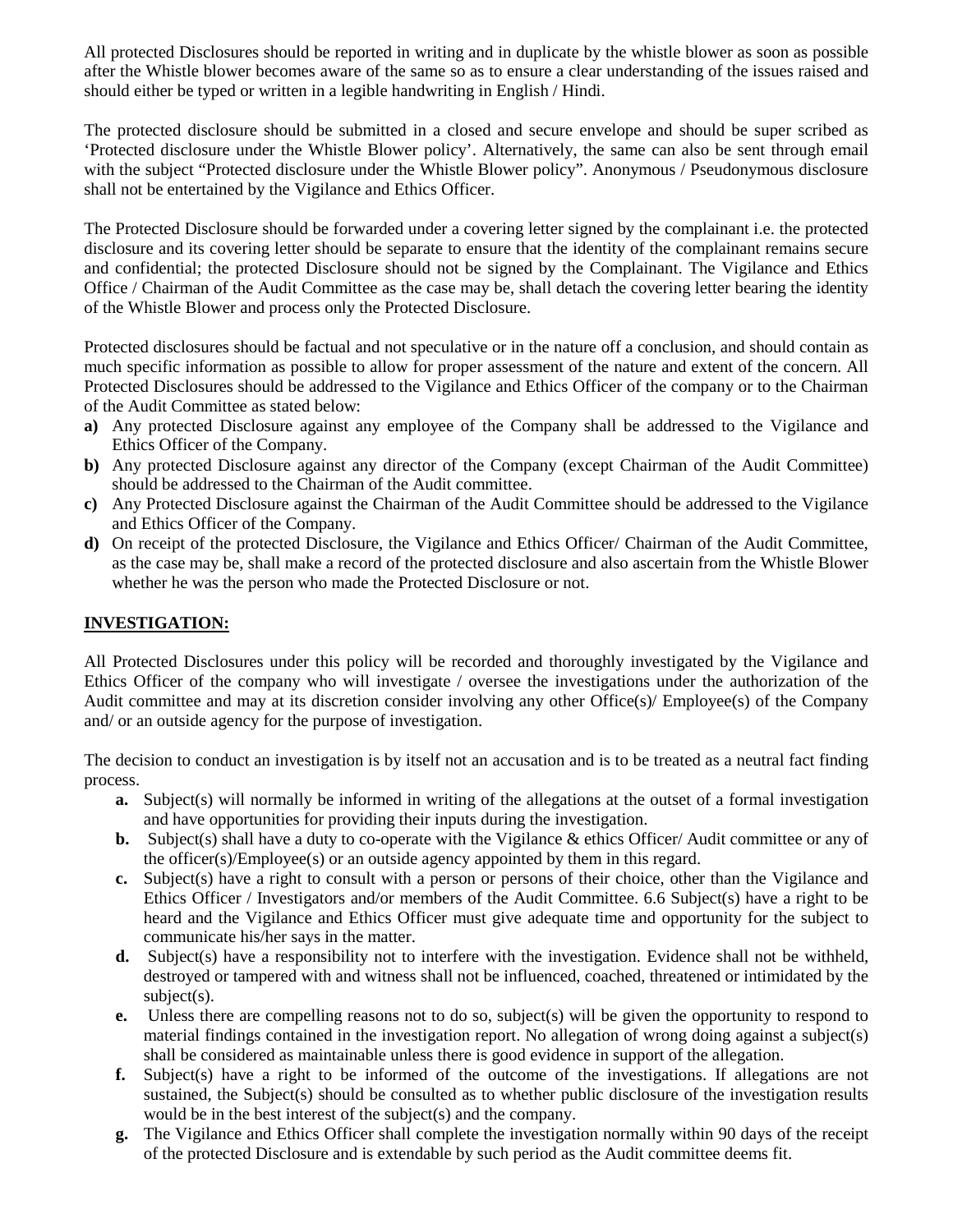All protected Disclosures should be reported in writing and in duplicate by the whistle blower as soon as possible after the Whistle blower becomes aware of the same so as to ensure a clear understanding of the issues raised and should either be typed or written in a legible handwriting in English / Hindi.

The protected disclosure should be submitted in a closed and secure envelope and should be super scribed as 'Protected disclosure under the Whistle Blower policy'. Alternatively, the same can also be sent through email with the subject "Protected disclosure under the Whistle Blower policy". Anonymous / Pseudonymous disclosure shall not be entertained by the Vigilance and Ethics Officer.

The Protected Disclosure should be forwarded under a covering letter signed by the complainant i.e. the protected disclosure and its covering letter should be separate to ensure that the identity of the complainant remains secure and confidential; the protected Disclosure should not be signed by the Complainant. The Vigilance and Ethics Office / Chairman of the Audit Committee as the case may be, shall detach the covering letter bearing the identity of the Whistle Blower and process only the Protected Disclosure.

Protected disclosures should be factual and not speculative or in the nature off a conclusion, and should contain as much specific information as possible to allow for proper assessment of the nature and extent of the concern. All Protected Disclosures should be addressed to the Vigilance and Ethics Officer of the company or to the Chairman of the Audit Committee as stated below:

**a)** Any protected Disclosure against any employee of the Company shall be addressed to the Vigilance and Ethics Officer of the Company.

**b)** Any protected Disclosure against any director of the Company (except Chairman of the Audit Committee) should be addressed to the Chairman of the Audit committee.

**c)** Any Protected Disclosure against the Chairman of the Audit Committee should be addressed to the Vigilance and Ethics Officer of the Company.

**d)** On receipt of the protected Disclosure, the Vigilance and Ethics Officer/ Chairman of the Audit Committee, as the case may be, shall make a record of the protected disclosure and also ascertain from the Whistle Blower whether he was the person who made the Protected Disclosure or not.

## INVESTIGATION:

All Protected Disclosures under this policy will be recorded and thoroughly investigated by the Vigilance and Ethics Officer of the company who will investigate / oversee the investigations under the authorization of the Audit committee and may at its discretion consider involving any other Office(s)/ Employee(s) of the Company and/ or an outside agency for the purpose of investigation.

The decision to conduct an investigation is by itself not an accusation and is to be treated as a neutral fact finding process.

**a.** Subject(s) will normally be informed in writing of the allegations at the outset of a formal investigation and have opportunities for providing their inputs during the investigation.

**b.** Subject(s) shall have a duty to co-operate with the Vigilance & ethics Officer/ Audit committee or any of the officer(s)/Employee(s) or an outside agency appointed by them in this regard.

**c.** Subject(s) have a right to consult with a person or persons of their choice, other than the Vigilance and Ethics Officer / Investigators and/or members of the Audit Committee. 6.6 Subject(s) have a right to be heard and the Vigilance and Ethics Officer must give adequate time and opportunity for the subject to communicate his/her says in the matter.

**d.** Subject(s) have a responsibility not to interfere with the investigation. Evidence shall not be withheld, destroyed or tampered with and witness shall not be influenced, coached, threatened or intimidated by the subject(s).

**e.** Unless there are compelling reasons not to do so, subject(s) will be given the opportunity to respond to material findings contained in the investigation report. No allegation of wrong doing against a subject(s) shall be considered as maintainable unless there is good evidence in support of the allegation.

**f.** Subject(s) have a right to be informed of the outcome of the investigations. If allegations are not sustained, the Subject(s) should be consulted as to whether public disclosure of the investigation results would be in the best interest of the subject(s) and the company.

**g.** The Vigilance and Ethics Officer shall complete the investigation normally within 90 days of the receipt of the protected Disclosure and is extendable by such period as the Audit committee deems fit.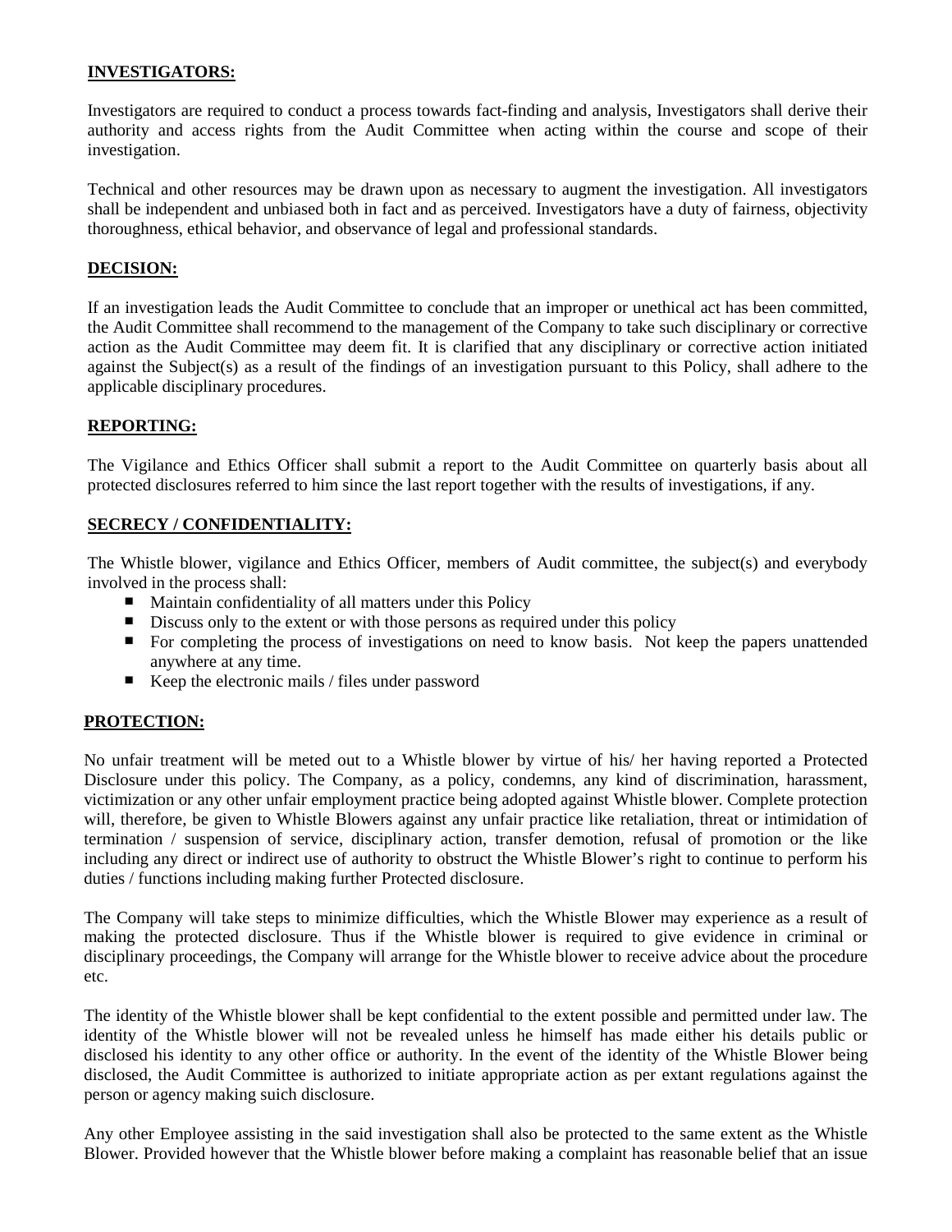## INVESTIGATORS:

Investigators are required to conduct a process towards fact-finding and analysis, Investigators shall derive their authority and access rights from the Audit Committee when acting within the course and scope of their investigation.

Technical and other resources may be drawn upon as necessary to augment the investigation. All investigators shall be independent and unbiased both in fact and as perceived. Investigators have a duty of fairness, objectivity thoroughness, ethical behavior, and observance of legal and professional standards.

## DECISION:

If an investigation leads the Audit Committee to conclude that an improper or unethical act has been committed, the Audit Committee shall recommend to the management of the Company to take such disciplinary or corrective action as the Audit Committee may deem fit. It is clarified that any disciplinary or corrective action initiated against the Subject(s) as a result of the findings of an investigation pursuant to this Policy, shall adhere to the applicable disciplinary procedures.

## REPORTING:

The Vigilance and Ethics Officer shall submit a report to the Audit Committee on quarterly basis about all protected disclosures referred to him since the last report together with the results of investigations, if any.

## SECRECY / CONFIDENTIALITY:

The Whistle blower, vigilance and Ethics Officer, members of Audit committee, the subject(s) and everybody involved in the process shall:

- Maintain confidentiality of all matters under this Policy
- Discuss only to the extent or with those persons as required under this policy
- For completing the process of investigations on need to know basis. Not keep the papers unattended anywhere at any time.
- Keep the electronic mails / files under password

## PROTECTION:

No unfair treatment will be meted out to a Whistle blower by virtue of his/ her having reported a Protected Disclosure under this policy. The Company, as a policy, condemns, any kind of discrimination, harassment, victimization or any other unfair employment practice being adopted against Whistle blower. Complete protection will, therefore, be given to Whistle Blowers against any unfair practice like retaliation, threat or intimidation of termination / suspension of service, disciplinary action, transfer demotion, refusal of promotion or the like including any direct or indirect use of authority to obstruct the Whistle Blower's right to continue to perform his duties / functions including making further Protected disclosure.

The Company will take steps to minimize difficulties, which the Whistle Blower may experience as a result of making the protected disclosure. Thus if the Whistle blower is required to give evidence in criminal or disciplinary proceedings, the Company will arrange for the Whistle blower to receive advice about the procedure etc.

The identity of the Whistle blower shall be kept confidential to the extent possible and permitted under law. The identity of the Whistle blower will not be revealed unless he himself has made either his details public or disclosed his identity to any other office or authority. In the event of the identity of the Whistle Blower being disclosed, the Audit Committee is authorized to initiate appropriate action as per extant regulations against the person or agency making suich disclosure.

Any other Employee assisting in the said investigation shall also be protected to the same extent as the Whistle Blower. Provided however that the Whistle blower before making a complaint has reasonable belief that an issue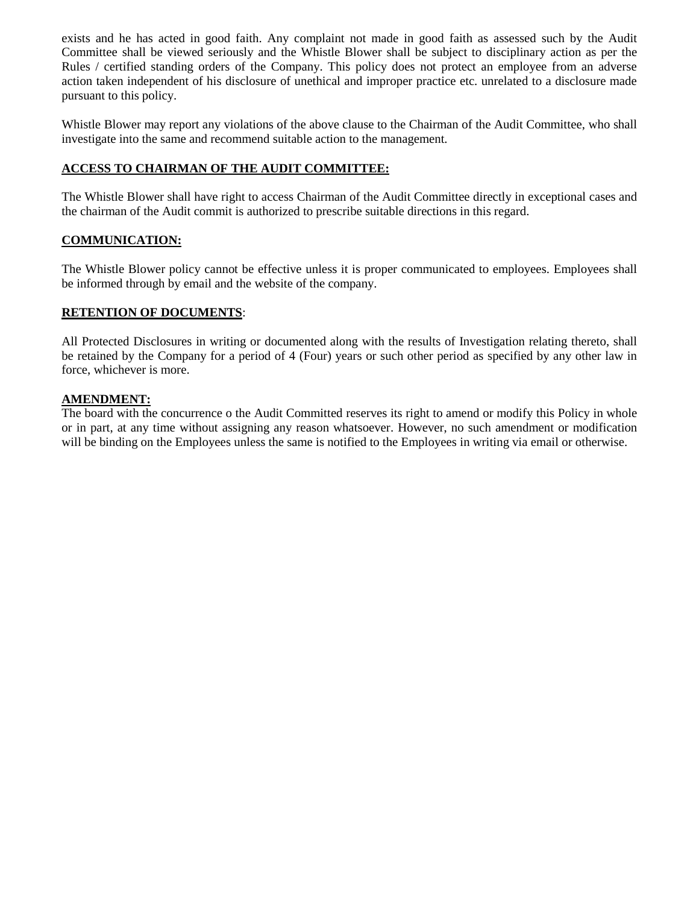exists and he has acted in good faith. Any complaint not made in good faith as assessed such by the Audit Committee shall be viewed seriously and the Whistle Blower shall be subject to disciplinary action as per the Rules / certified standing orders of the Company. This policy does not protect an employee from an adverse action taken independent of his disclosure of unethical and improper practice etc. unrelated to a disclosure made pursuant to this policy.

Whistle Blower may report any violations of the above clause to the Chairman of the Audit Committee, who shall investigate into the same and recommend suitable action to the management.

## ACCESS TO CHAIRMAN OF THE AUDIT COMMITTEE:

The Whistle Blower shall have right to access Chairman of the Audit Committee directly in exceptional cases and the chairman of the Audit commit is authorized to prescribe suitable directions in this regard.

## COMMUNICATION:

The Whistle Blower policy cannot be effective unless it is proper communicated to employees. Employees shall be informed through by email and the website of the company.

## RETENTION OF DOCUMENTS:

All Protected Disclosures in writing or documented along with the results of Investigation relating thereto, shall be retained by the Company for a period of 4 (Four) years or such other period as specified by any other law in force, whichever is more.

## AMENDMENT:

The board with the concurrence o the Audit Committed reserves its right to amend or modify this Policy in whole or in part, at any time without assigning any reason whatsoever. However, no such amendment or modification will be binding on the Employees unless the same is notified to the Employees in writing via email or otherwise.